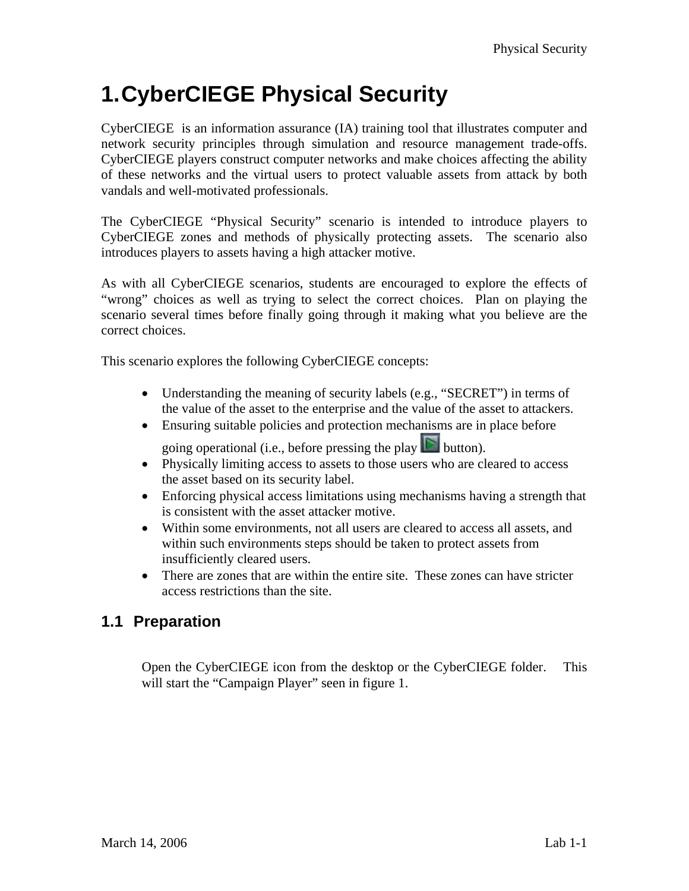# 1. CyberCIEGE Physical Security

CyberCIEGE is an information assurance (IA) training tool that illustrates computer and network security principles through simulation and resource management trade-offs. CyberCIEGE players construct computer networks and make choices affecting the ability of these networks and the virtual users to protect valuable assets from attack by both vandals and well-motivated professionals.

The CyberCIEGE "Physical Security" scenario is intended to introduce players to CyberCIEGE zones and methods of physically protecting assets. The scenario also introduces players to assets having a high attacker motive.

As with all CyberCIEGE scenarios, students are encouraged to explore the effects of "wrong" choices as well as trying to select the correct choices. Plan on playing the scenario several times before finally going through it making what you believe are the correct choices.

This scenario explores the following CyberCIEGE concepts:

- Understanding the meaning of security labels (e.g., "SECRET") in terms of the value of the asset to the enterprise and the value of the asset to attackers.
- Ensuring suitable policies and protection mechanisms are in place before going operational (i.e., before pressing the play button).
- Physically limiting access to assets to those users who are cleared to access the asset based on its security label.
- Enforcing physical access limitations using mechanisms having a strength that is consistent with the asset attacker motive.
- Within some environments, not all users are cleared to access all assets, and within such environments steps should be taken to protect assets from insufficiently cleared users.
- There are zones that are within the entire site. These zones can have stricter access restrictions than the site.

## 1.1 Preparation

Open the CyberCIEGE icon from the desktop or the CyberCIEGE folder. This will start the "Campaign Player" seen in figure 1.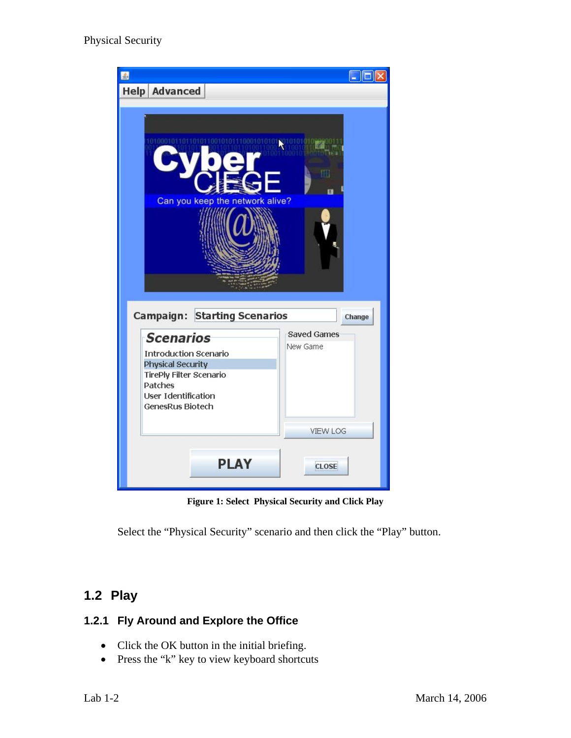**Figure 1: Select Physical Security and Click Play**

Select the “Physical Security” scenario and then click the “Play” button.

## 1.2 Play

### 1.2.1 Fly Around and Explore the Office

- Click the OK button in the initial briefing.
- Press the “k” key to view keyboard shortcuts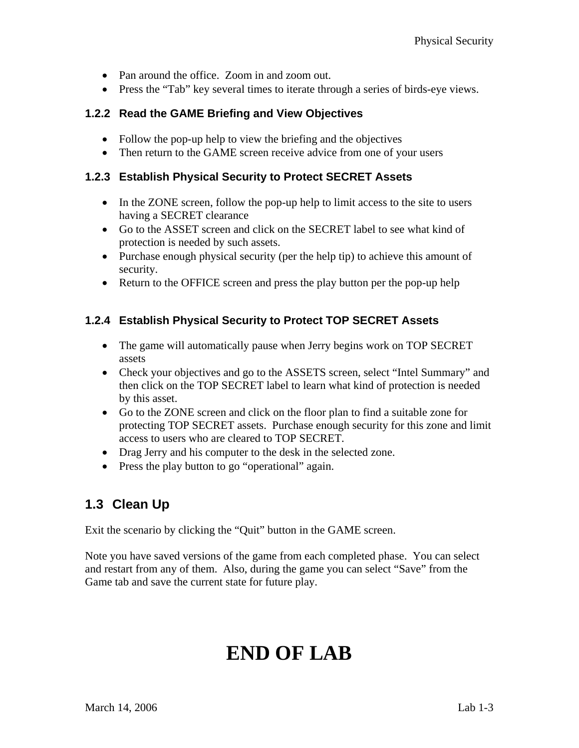- Pan around the office.  Zoom in and zoom out.
- Press the "Tab" key several times to iterate through a series of birds-eye views.

### 1.2.2 Read the GAME Briefing and View Objectives

- Follow the pop-up help to view the briefing and the objectives
- Then return to the GAME screen receive advice from one of your users

### 1.2.3 Establish Physical Security to Protect SECRET Assets

- In the ZONE screen, follow the pop-up help to limit access to the site to users having a SECRET clearance
- Go to the ASSET screen and click on the SECRET label to see what kind of protection is needed by such assets.
- Purchase enough physical security (per the help tip) to achieve this amount of security.
- Return to the OFFICE screen and press the play button per the pop-up help

### 1.2.4 Establish Physical Security to Protect TOP SECRET Assets

- The game will automatically pause when Jerry begins work on TOP SECRET assets
- Check your objectives and go to the ASSETS screen, select "Intel Summary" and then click on the TOP SECRET label to learn what kind of protection is needed by this asset.
- Go to the ZONE screen and click on the floor plan to find a suitable zone for protecting TOP SECRET assets.  Purchase enough security for this zone and limit access to users who are cleared to TOP SECRET.
- Drag Jerry and his computer to the desk in the selected zone.
- Press the play button to go "operational" again.

## 1.3 Clean Up

Exit the scenario by clicking the "Quit" button in the GAME screen.

Note you have saved versions of the game from each completed phase.  You can select and restart from any of them.  Also, during the game you can select "Save" from the Game tab and save the current state for future play.

# END OF LAB